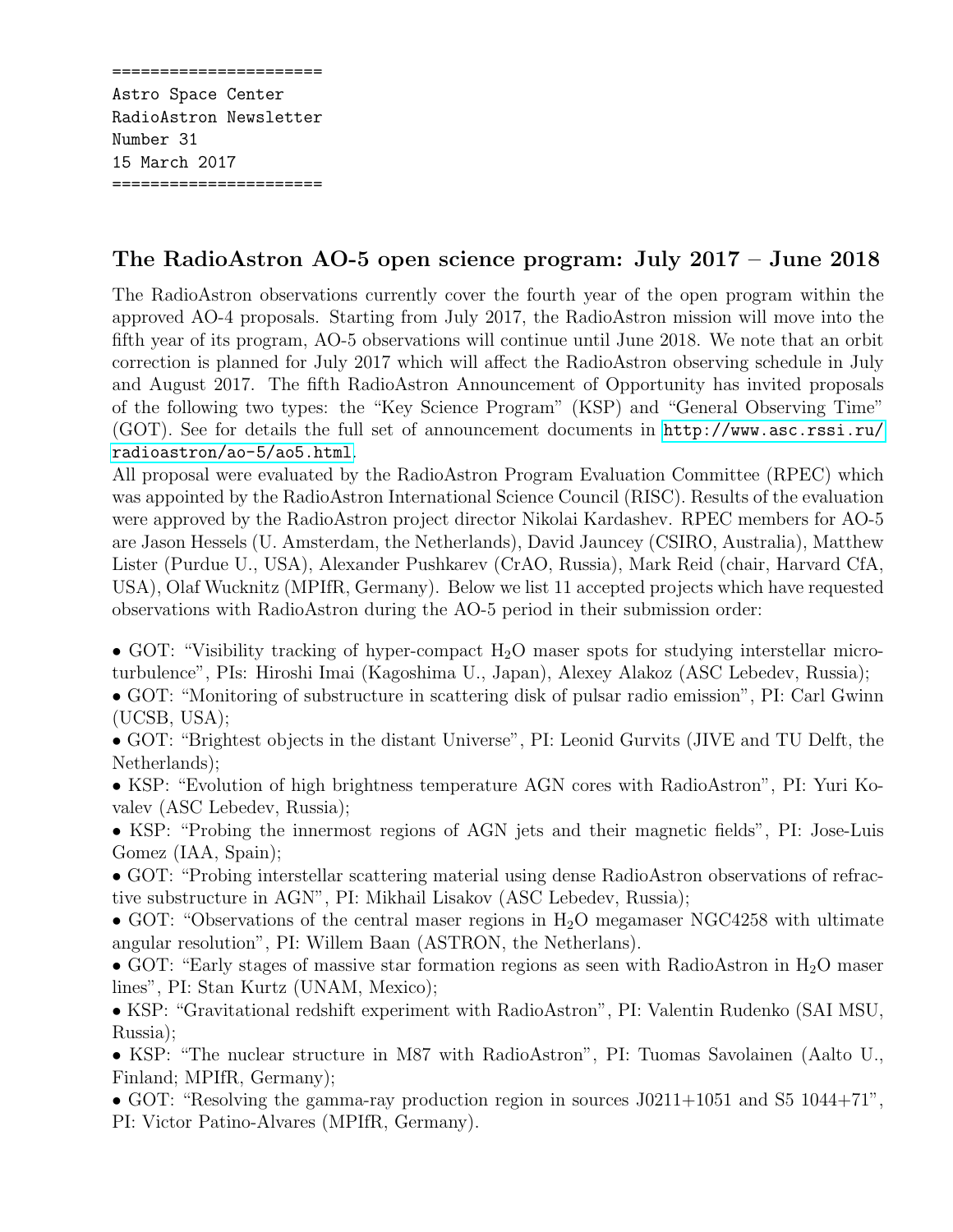```
======================
Astro Space Center
RadioAstron Newsletter
Number 31
15 March 2017
======================
```

## The RadioAstron AO-5 open science program: July 2017 – June 2018

The RadioAstron observations currently cover the fourth year of the open program within the approved AO-4 proposals. Starting from July 2017, the RadioAstron mission will move into the fifth year of its program, AO-5 observations will continue until June 2018. We note that an orbit correction is planned for July 2017 which will affect the RadioAstron observing schedule in July and August 2017. The fifth RadioAstron Announcement of Opportunity has invited proposals of the following two types: the "Key Science Program" (KSP) and "General Observing Time" (GOT). See for details the full set of announcement documents in http://www.asc.rssi.ru/radioastron/ao-5/ao5.html.

All proposal were evaluated by the RadioAstron Program Evaluation Committee (RPEC) which was appointed by the RadioAstron International Science Council (RISC). Results of the evaluation were approved by the RadioAstron project director Nikolai Kardashev. RPEC members for AO-5 are Jason Hessels (U. Amsterdam, the Netherlands), David Jauncey (CSIRO, Australia), Matthew Lister (Purdue U., USA), Alexander Pushkarev (CrAO, Russia), Mark Reid (chair, Harvard CfA, USA), Olaf Wucknitz (MPIfR, Germany). Below we list 11 accepted projects which have requested observations with RadioAstron during the AO-5 period in their submission order:

- GOT: "Visibility tracking of hyper-compact $H_2O$ maser spots for studying interstellar microturbulence", PIs: Hiroshi Imai (Kagoshima U., Japan), Alexey Alakoz (ASC Lebedev, Russia);
- GOT: "Monitoring of substructure in scattering disk of pulsar radio emission", PI: Carl Gwinn (UCSB, USA);
- GOT: "Brightest objects in the distant Universe", PI: Leonid Gurvits (JIVE and TU Delft, the Netherlands);
- KSP: "Evolution of high brightness temperature AGN cores with RadioAstron", PI: Yuri Kovalev (ASC Lebedev, Russia);
- KSP: "Probing the innermost regions of AGN jets and their magnetic fields", PI: Jose-Luis Gomez (IAA, Spain);
- GOT: "Probing interstellar scattering material using dense RadioAstron observations of refractive substructure in AGN", PI: Mikhail Lisakov (ASC Lebedev, Russia);
- GOT: "Observations of the central maser regions in $H_2O$ megamaser NGC4258 with ultimate angular resolution", PI: Willem Baan (ASTRON, the Netherlans).
- GOT: "Early stages of massive star formation regions as seen with RadioAstron in $H_2O$ maser lines", PI: Stan Kurtz (UNAM, Mexico);
- KSP: "Gravitational redshift experiment with RadioAstron", PI: Valentin Rudenko (SAI MSU, Russia);
- KSP: "The nuclear structure in M87 with RadioAstron", PI: Tuomas Savolainen (Aalto U., Finland; MPIfR, Germany);
- GOT: "Resolving the gamma-ray production region in sources J0211+1051 and S5 1044+71", PI: Victor Patino-Alvares (MPIfR, Germany).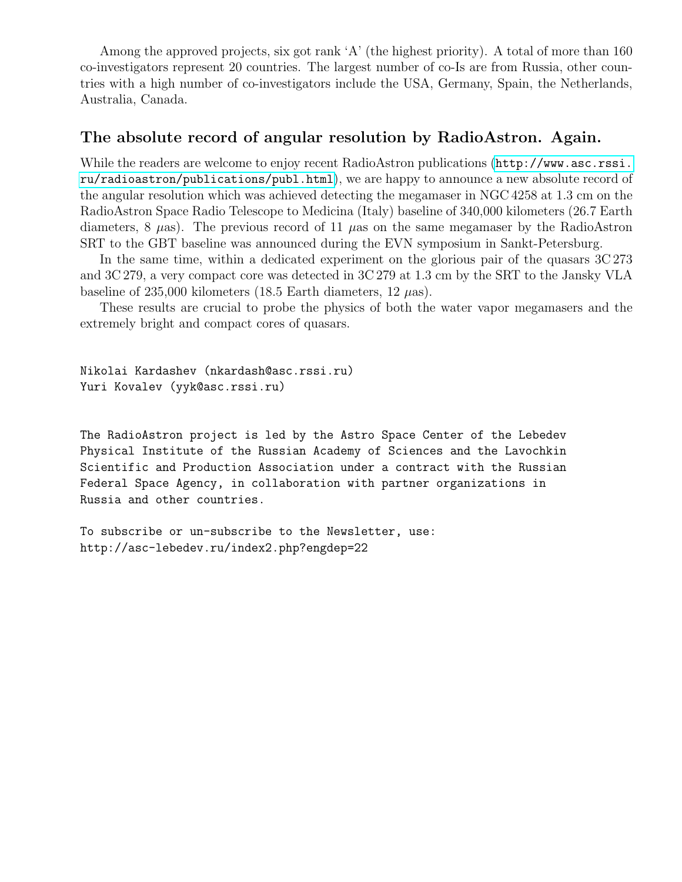Among the approved projects, six got rank 'A' (the highest priority). A total of more than 160 co-investigators represent 20 countries. The largest number of co-Is are from Russia, other countries with a high number of co-investigators include the USA, Germany, Spain, the Netherlands, Australia, Canada.

## The absolute record of angular resolution by RadioAstron. Again.

While the readers are welcome to enjoy recent RadioAstron publications (http://www.asc.rssi.ru/radioastron/publications/publ.html), we are happy to announce a new absolute record of the angular resolution which was achieved detecting the megamaser in NGC 4258 at 1.3 cm on the RadioAstron Space Radio Telescope to Medicina (Italy) baseline of 340,000 kilometers (26.7 Earth diameters, 8 $\mu$as). The previous record of 11 $\mu$as on the same megamaser by the RadioAstron SRT to the GBT baseline was announced during the EVN symposium in Sankt-Petersburg.

In the same time, within a dedicated experiment on the glorious pair of the quasars 3C 273 and 3C 279, a very compact core was detected in 3C 279 at 1.3 cm by the SRT to the Jansky VLA baseline of 235,000 kilometers (18.5 Earth diameters, 12 $\mu$as).

These results are crucial to probe the physics of both the water vapor megamasers and the extremely bright and compact cores of quasars.

```
Nikolai Kardashev (nkardash@asc.rssi.ru)
Yuri Kovalev (yyk@asc.rssi.ru)
```

```
The RadioAstron project is led by the Astro Space Center of the Lebedev
Physical Institute of the Russian Academy of Sciences and the Lavochkin
Scientific and Production Association under a contract with the Russian
Federal Space Agency, in collaboration with partner organizations in
Russia and other countries.

To subscribe or un-subscribe to the Newsletter, use:
http://asc-lebedev.ru/index2.php?engdep=22
```